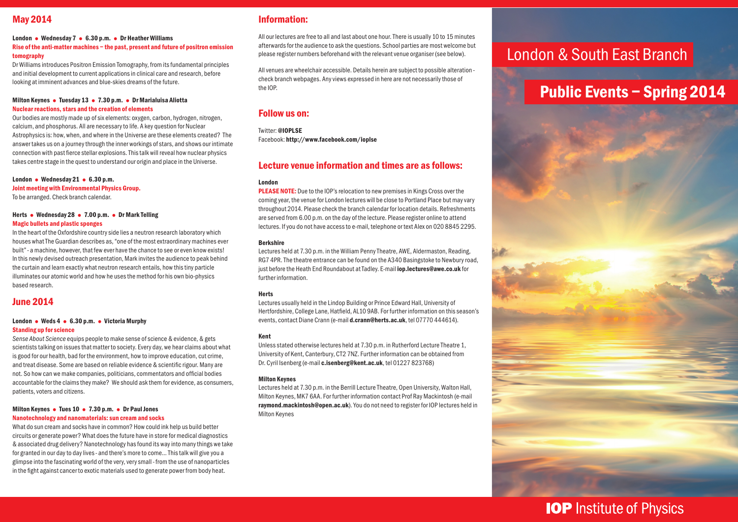# London & South East Branch

# Public Events – Spring 2014

## May 2014

**London • Wednesday 7 • 6.30 p.m. • Dr Heather Williams**

**Rise of the anti-matter machines – the past, present and future of positron emission tomography**

Dr Williams introduces Positron Emission Tomography, from its fundamental principles and initial development to current applications in clinical care and research, before looking at imminent advances and blue-skies dreams of the future.

**Milton Keynes • Tuesday 13 • 7.30 p.m. • Dr Marialuisa Aliotta**

**Nuclear reactions, stars and the creation of elements**

Our bodies are mostly made up of six elements: oxygen, carbon, hydrogen, nitrogen, calcium, and phosphorus. All are necessary to life. A key question for Nuclear Astrophysics is: how, when, and where in the Universe are these elements created? The answer takes us on a journey through the inner workings of stars, and shows our intimate connection with past fierce stellar explosions. This talk will reveal how nuclear physics takes centre stage in the quest to understand our origin and place in the Universe.

**London • Wednesday 21 • 6.30 p.m.**

**Joint meeting with Environmental Physics Group.**

To be arranged. Check branch calendar.

**Herts • Wednesday 28 • 7.00 p.m. • Dr Mark Telling**

**Magic bullets and plastic sponges**

In the heart of the Oxfordshire country side lies a neutron research laboratory which houses what The Guardian describes as, "one of the most extraordinary machines ever built" - a machine, however, that few ever have the chance to see or even know exists! In this newly devised outreach presentation, Mark invites the audience to peak behind the curtain and learn exactly what neutron research entails, how this tiny particle illuminates our atomic world and how he uses the method for his own bio-physics based research.

## June 2014

**London • Weds 4 • 6.30 p.m. • Victoria Murphy**

**Standing up for science**

*Sense About Science* equips people to make sense of science & evidence, & gets scientists talking on issues that matter to society. Every day, we hear claims about what is good for our health, bad for the environment, how to improve education, cut crime, and treat disease. Some are based on reliable evidence & scientific rigour. Many are not. So how can we make companies, politicians, commentators and official bodies accountable for the claims they make? We should ask them for evidence, as consumers, patients, voters and citizens.

**Milton Keynes • Tues 10 • 7.30 p.m. • Dr Paul Jones**

**Nanotechnology and nanomaterials: sun cream and socks**

What do sun cream and socks have in common? How could ink help us build better circuits or generate power? What does the future have in store for medical diagnostics & associated drug delivery? Nanotechnology has found its way into many things we take for granted in our day to day lives - and there's more to come... This talk will give you a glimpse into the fascinating world of the very, very small - from the use of nanoparticles in the fight against cancer to exotic materials used to generate power from body heat.

## Information:

All our lectures are free to all and last about one hour. There is usually 10 to 15 minutes afterwards for the audience to ask the questions. School parties are most welcome but please register numbers beforehand with the relevant venue organiser (see below).

All venues are wheelchair accessible. Details herein are subject to possible alteration - check branch webpages. Any views expressed in here are not necessarily those of the IOP.

## Follow us on:

Twitter: **@IOPLSE**
Facebook: **http://www.facebook.com/ioplse**

## Lecture venue information and times are as follows:

**London**

**PLEASE NOTE:** Due to the IOP's relocation to new premises in Kings Cross over the coming year, the venue for London lectures will be close to Portland Place but may vary throughout 2014. Please check the branch calendar for location details. Refreshments are served from 6.00 p.m. on the day of the lecture. Please register online to attend lectures. If you do not have access to e-mail, telephone or text Alex on 020 8845 2295.

**Berkshire**

Lectures held at 7.30 p.m. in the William Penny Theatre, AWE, Aldermaston, Reading, RG7 4PR. The theatre entrance can be found on the A340 Basingstoke to Newbury road, just before the Heath End Roundabout at Tadley. E-mail **iop.lectures@awe.co.uk** for further information.

**Herts**

Lectures usually held in the Lindop Building or Prince Edward Hall, University of Hertfordshire, College Lane, Hatfield, AL10 9AB. For further information on this season's events, contact Diane Crann (e-mail **d.crann@herts.ac.uk**, tel 07770 444614).

**Kent**

Unless stated otherwise lectures held at 7.30 p.m. in Rutherford Lecture Theatre 1, University of Kent, Canterbury, CT2 7NZ. Further information can be obtained from Dr. Cyril Isenberg (e-mail **c.isenberg@kent.ac.uk**, tel 01227 823768)

**Milton Keynes**

Lectures held at 7.30 p.m. in the Berrill Lecture Theatre, Open University, Walton Hall, Milton Keynes, MK7 6AA. For further information contact Prof Ray Mackintosh (e-mail **raymond.mackintosh@open.ac.uk**). You do not need to register for IOP lectures held in Milton Keynes

**IOP** Institute of Physics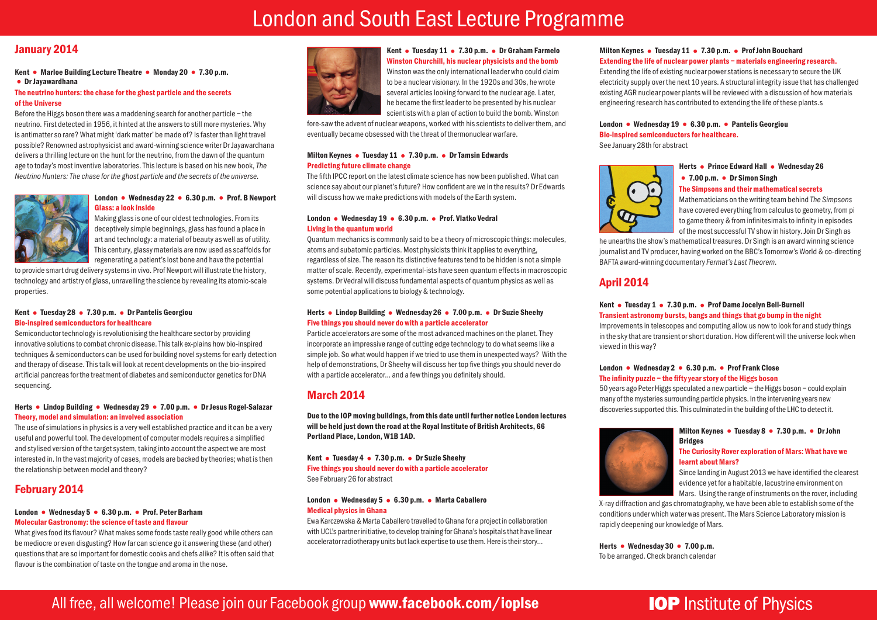# London and South East Lecture Programme

## January 2014

**Kent • Marloe Building Lecture Theatre • Monday 20 • 7.30 p.m. • Dr Jayawardhana**

**The neutrino hunters: the chase for the ghost particle and the secrets of the Universe**

Before the Higgs boson there was a maddening search for another particle – the neutrino. First detected in 1956, it hinted at the answers to still more mysteries. Why is antimatter so rare? What might 'dark matter' be made of? Is faster than light travel possible? Renowned astrophysicist and award-winning science writer Dr Jayawardhana delivers a thrilling lecture on the hunt for the neutrino, from the dawn of the quantum age to today's most inventive laboratories. This lecture is based on his new book, *The Neutrino Hunters: The chase for the ghost particle and the secrets of the universe.*

**London • Wednesday 22 • 6.30 p.m. • Prof. B Newport**

**Glass: a look inside**

Making glass is one of our oldest technologies. From its deceptively simple beginnings, glass has found a place in art and technology: a material of beauty as well as of utility. This century, glassy materials are now used as scaffolds for regenerating a patient's lost bone and have the potential to provide smart drug delivery systems in vivo. Prof Newport will illustrate the history, technology and artistry of glass, unravelling the science by revealing its atomic-scale properties.

**Kent • Tuesday 28 • 7.30 p.m. • Dr Pantelis Georgiou**

**Bio-inspired semiconductors for healthcare**

Semiconductor technology is revolutionising the healthcare sector by providing innovative solutions to combat chronic disease. This talk ex-plains how bio-inspired techniques & semiconductors can be used for building novel systems for early detection and therapy of disease. This talk will look at recent developments on the bio-inspired artificial pancreas for the treatment of diabetes and semiconductor genetics for DNA sequencing.

**Herts • Lindop Building • Wednesday 29 • 7.00 p.m. • Dr Jesus Rogel-Salazar**

**Theory, model and simulation: an involved association**

The use of simulations in physics is a very well established practice and it can be a very useful and powerful tool. The development of computer models requires a simplified and stylised version of the target system, taking into account the aspect we are most interested in. In the vast majority of cases, models are backed by theories; what is then the relationship between model and theory?

## February 2014

**London • Wednesday 5 • 6.30 p.m. • Prof. Peter Barham**

**Molecular Gastronomy: the science of taste and flavour**

What gives food its flavour? What makes some foods taste really good while others can be mediocre or even disgusting? How far can science go it answering these (and other) questions that are so important for domestic cooks and chefs alike? It is often said that flavour is the combination of taste on the tongue and aroma in the nose.

**Kent • Tuesday 11 • 7.30 p.m. • Dr Graham Farmelo**

**Winston Churchill, his nuclear physicists and the bomb**

Winston was the only international leader who could claim to be a nuclear visionary. In the 1920s and 30s, he wrote several articles looking forward to the nuclear age. Later, he became the first leader to be presented by his nuclear scientists with a plan of action to build the bomb. Winston fore-saw the advent of nuclear weapons, worked with his scientists to deliver them, and eventually became obsessed with the threat of thermonuclear warfare.

**Milton Keynes • Tuesday 11 • 7.30 p.m. • Dr Tamsin Edwards**

**Predicting future climate change**

The fifth IPCC report on the latest climate science has now been published. What can science say about our planet's future? How confident are we in the results? Dr Edwards will discuss how we make predictions with models of the Earth system.

**London • Wednesday 19 • 6.30 p.m. • Prof. Vlatko Vedral**

**Living in the quantum world**

Quantum mechanics is commonly said to be a theory of microscopic things: molecules, atoms and subatomic particles. Most physicists think it applies to everything, regardless of size. The reason its distinctive features tend to be hidden is not a simple matter of scale. Recently, experimental-ists have seen quantum effects in macroscopic systems. Dr Vedral will discuss fundamental aspects of quantum physics as well as some potential applications to biology & technology.

**Herts • Lindop Building • Wednesday 26 • 7.00 p.m. • Dr Suzie Sheehy**

**Five things you should never do with a particle accelerator**

Particle accelerators are some of the most advanced machines on the planet. They incorporate an impressive range of cutting edge technology to do what seems like a simple job. So what would happen if we tried to use them in unexpected ways? With the help of demonstrations, Dr Sheehy will discuss her top five things you should never do with a particle accelerator... and a few things you definitely should.

## March 2014

**Due to the IOP moving buildings, from this date until further notice London lectures will be held just down the road at the Royal Institute of British Architects, 66 Portland Place, London, W1B 1AD.**

**Kent • Tuesday 4 • 7.30 p.m. • Dr Suzie Sheehy**

**Five things you should never do with a particle accelerator**

See February 26 for abstract

**London • Wednesday 5 • 6.30 p.m. • Marta Caballero**

**Medical physics in Ghana**

Ewa Karczewska & Marta Caballero travelled to Ghana for a project in collaboration with UCL's partner initiative, to develop training for Ghana's hospitals that have linear accelerator radiotherapy units but lack expertise to use them. Here is their story...

**Milton Keynes • Tuesday 11 • 7.30 p.m. • Prof John Bouchard**

**Extending the life of nuclear power plants – materials engineering research.**

Extending the life of existing nuclear power stations is necessary to secure the UK electricity supply over the next 10 years. A structural integrity issue that has challenged existing AGR nuclear power plants will be reviewed with a discussion of how materials engineering research has contributed to extending the life of these plants.s

**London • Wednesday 19 • 6.30 p.m. • Pantelis Georgiou**

**Bio-inspired semiconductors for healthcare.**

See January 28th for abstract

**Herts • Prince Edward Hall • Wednesday 26 • 7.00 p.m. • Dr Simon Singh**

**The Simpsons and their mathematical secrets**

Mathematicians on the writing team behind *The Simpsons* have covered everything from calculus to geometry, from pi to game theory & from infinitesimals to infinity in episodes of the most successful TV show in history. Join Dr Singh as he unearths the show's mathematical treasures. Dr Singh is an award winning science journalist and TV producer, having worked on the BBC's Tomorrow's World & co-directing BAFTA award-winning documentary *Fermat's Last Theorem*.

## April 2014

**Kent • Tuesday 1 • 7.30 p.m. • Prof Dame Jocelyn Bell-Burnell**

**Transient astronomy bursts, bangs and things that go bump in the night**

Improvements in telescopes and computing allow us now to look for and study things in the sky that are transient or short duration. How different will the universe look when viewed in this way?

**London • Wednesday 2 • 6.30 p.m. • Prof Frank Close**

**The infinity puzzle – the fifty year story of the Higgs boson**

50 years ago Peter Higgs speculated a new particle – the Higgs boson – could explain many of the mysteries surrounding particle physics. In the intervening years new discoveries supported this. This culminated in the building of the LHC to detect it.

**Milton Keynes • Tuesday 8 • 7.30 p.m. • Dr John Bridges**

**The Curiosity Rover exploration of Mars: What have we learnt about Mars?**

Since landing in August 2013 we have identified the clearest evidence yet for a habitable, lacustrine environment on Mars. Using the range of instruments on the rover, including X-ray diffraction and gas chromatography, we have been able to establish some of the conditions under which water was present. The Mars Science Laboratory mission is rapidly deepening our knowledge of Mars.

**Herts • Wednesday 30 • 7.00 p.m.**

To be arranged. Check branch calendar

All free, all welcome! Please join our Facebook group **www.facebook.com/ioplse**

**IOP** Institute of Physics